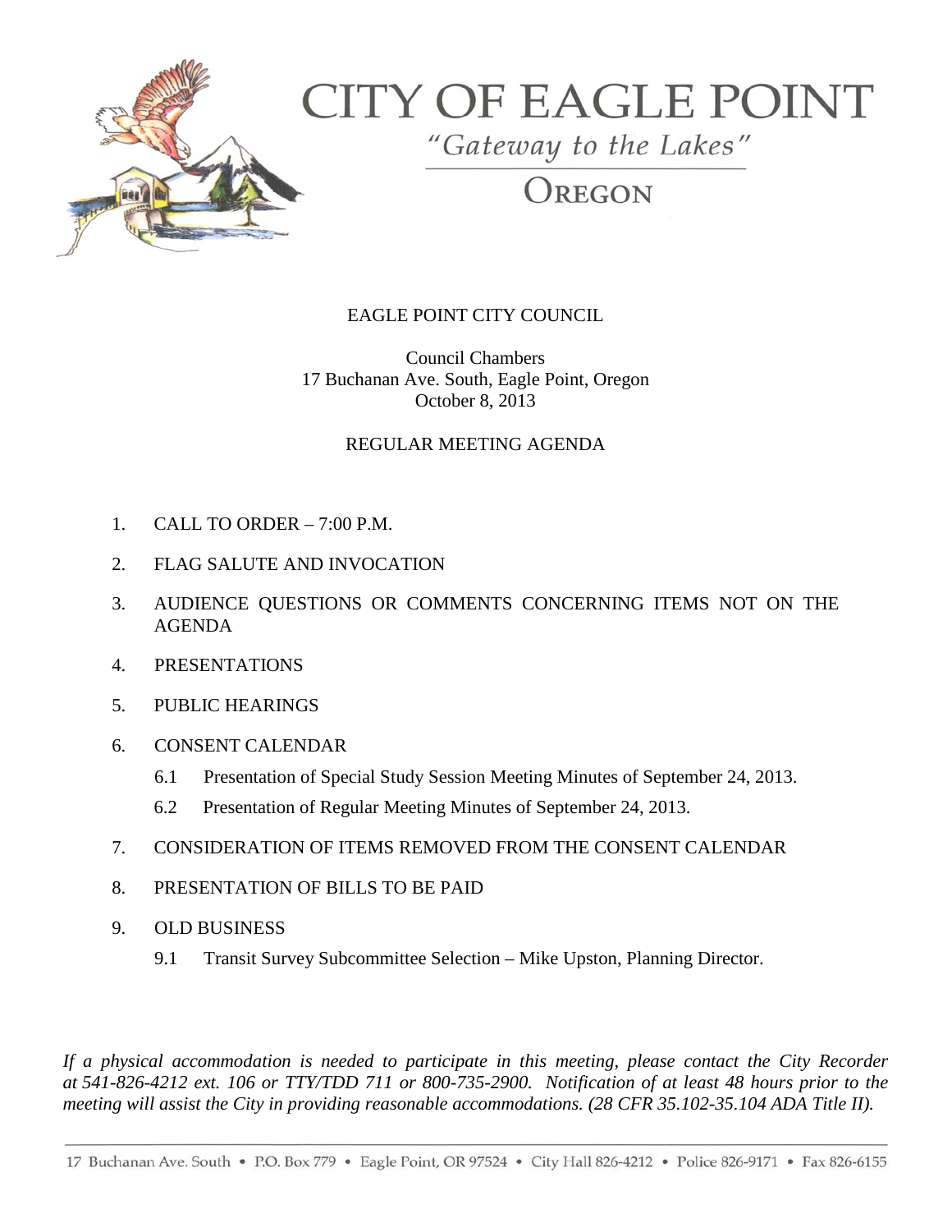# CITY OF EAGLE POINT

*"Gateway to the Lakes"*

OREGON

EAGLE POINT CITY COUNCIL

Council Chambers
17 Buchanan Ave. South, Eagle Point, Oregon
October 8, 2013

REGULAR MEETING AGENDA

1. CALL TO ORDER – 7:00 P.M.
2. FLAG SALUTE AND INVOCATION
3. AUDIENCE QUESTIONS OR COMMENTS CONCERNING ITEMS NOT ON THE AGENDA
4. PRESENTATIONS
5. PUBLIC HEARINGS
6. CONSENT CALENDAR
   - 6.1 Presentation of Special Study Session Meeting Minutes of September 24, 2013.
   - 6.2 Presentation of Regular Meeting Minutes of September 24, 2013.
7. CONSIDERATION OF ITEMS REMOVED FROM THE CONSENT CALENDAR
8. PRESENTATION OF BILLS TO BE PAID
9. OLD BUSINESS
   - 9.1 Transit Survey Subcommittee Selection – Mike Upston, Planning Director.

*If a physical accommodation is needed to participate in this meeting, please contact the City Recorder at 541-826-4212 ext. 106 or TTY/TDD 711 or 800-735-2900. Notification of at least 48 hours prior to the meeting will assist the City in providing reasonable accommodations. (28 CFR 35.102-35.104 ADA Title II).*

17 Buchanan Ave. South • P.O. Box 779 • Eagle Point, OR 97524 • City Hall 826-4212 • Police 826-9171 • Fax 826-6155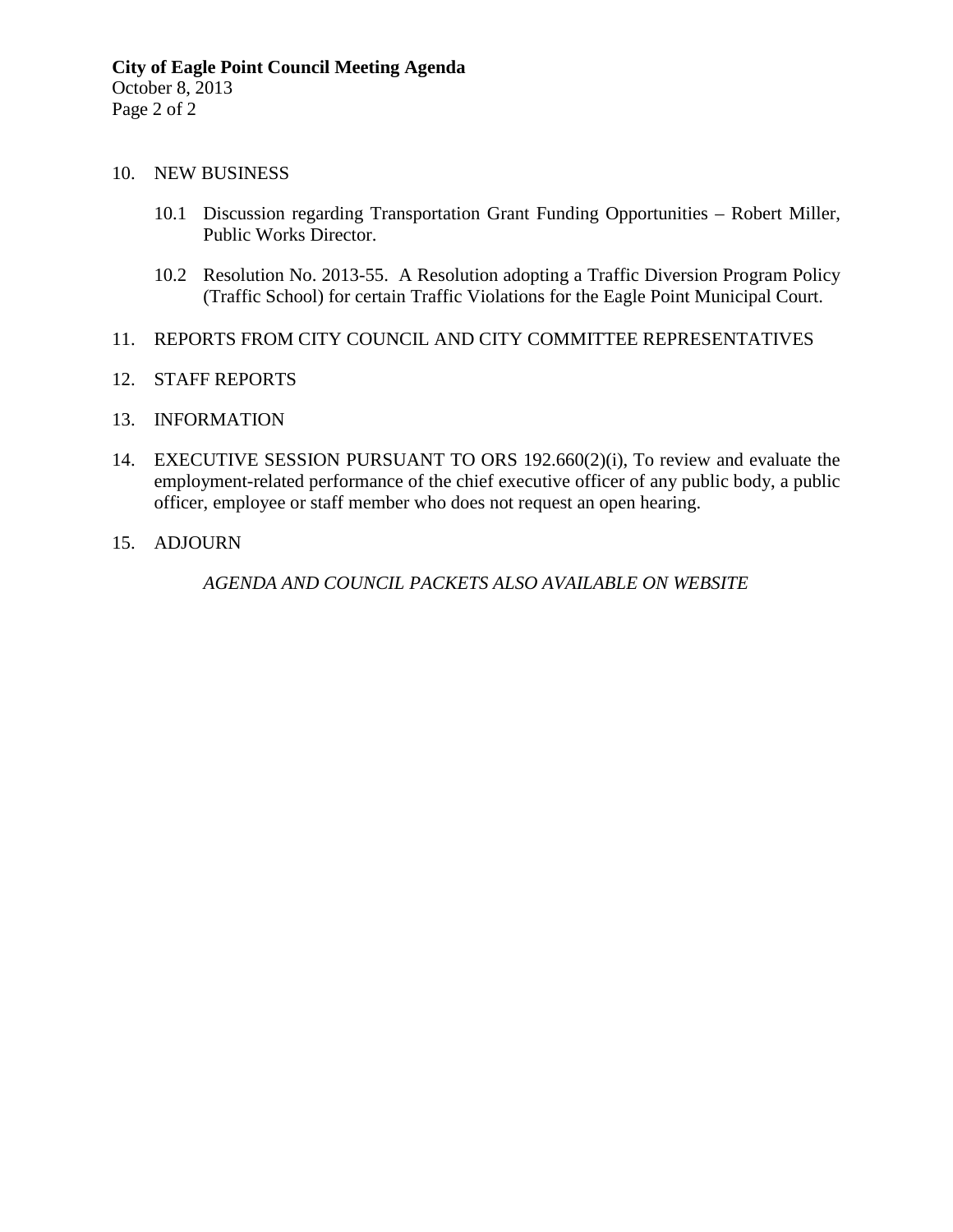10. NEW BUSINESS

    10.1 Discussion regarding Transportation Grant Funding Opportunities – Robert Miller, Public Works Director.

    10.2 Resolution No. 2013-55. A Resolution adopting a Traffic Diversion Program Policy (Traffic School) for certain Traffic Violations for the Eagle Point Municipal Court.

11. REPORTS FROM CITY COUNCIL AND CITY COMMITTEE REPRESENTATIVES

12. STAFF REPORTS

13. INFORMATION

14. EXECUTIVE SESSION PURSUANT TO ORS 192.660(2)(i), To review and evaluate the employment-related performance of the chief executive officer of any public body, a public officer, employee or staff member who does not request an open hearing.

15. ADJOURN

*AGENDA AND COUNCIL PACKETS ALSO AVAILABLE ON WEBSITE*